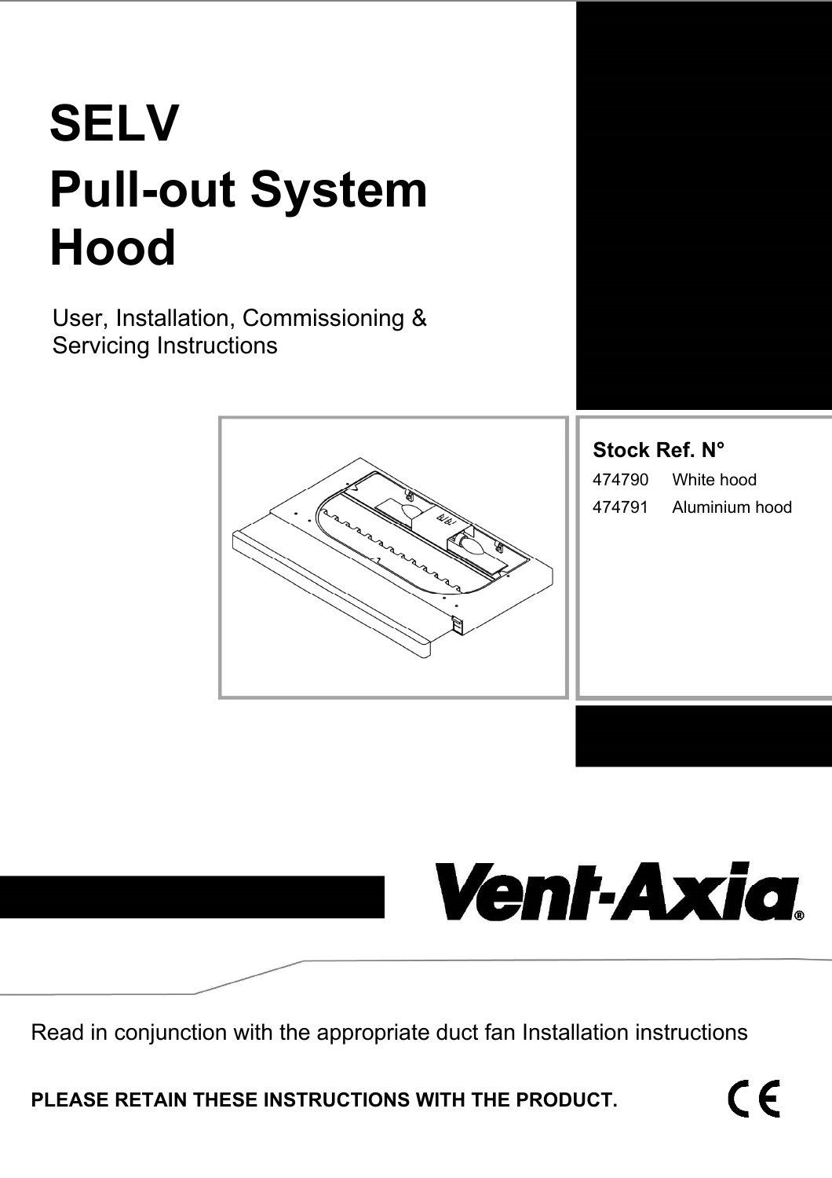# SELV Pull-out System Hood

User, Installation, Commissioning & Servicing Instructions

**Stock Ref. N°**

474790 White hood

474791 Aluminium hood

Vent-Axia®

Read in conjunction with the appropriate duct fan Installation instructions

**PLEASE RETAIN THESE INSTRUCTIONS WITH THE PRODUCT.**

CE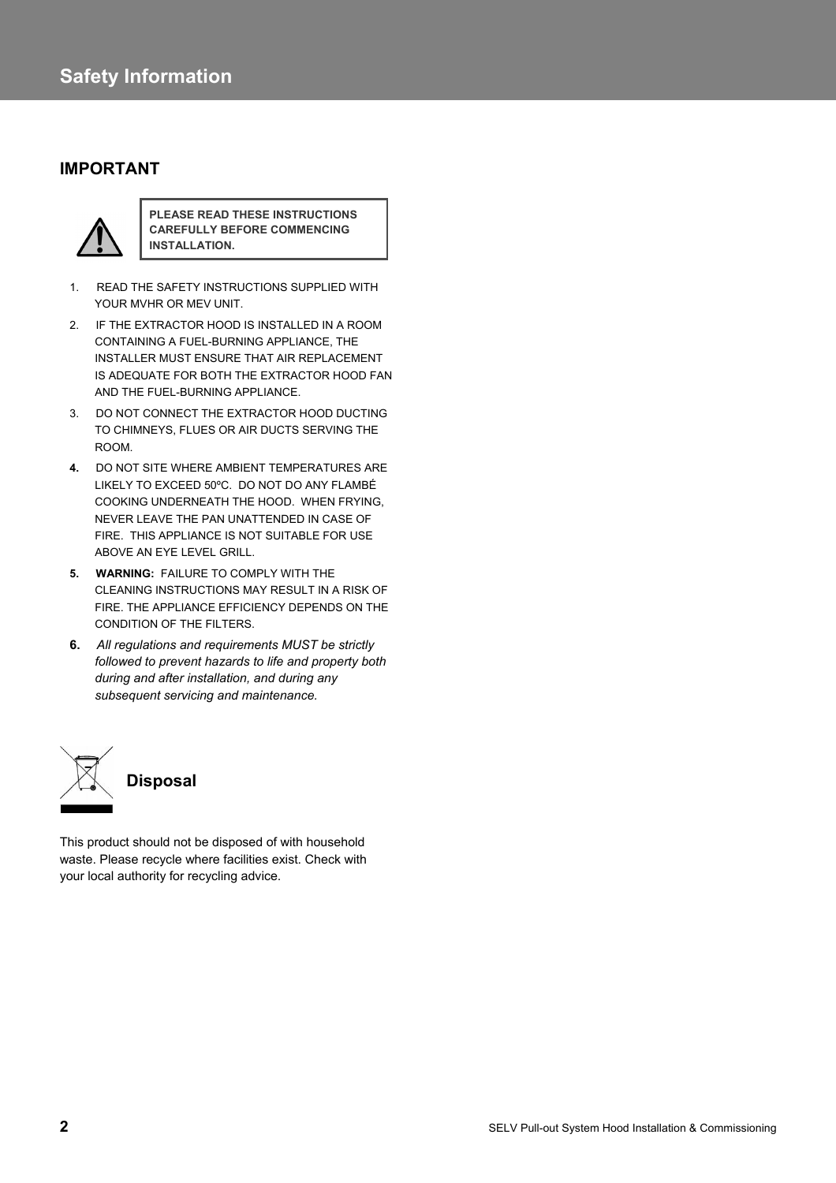# Safety Information

## IMPORTANT

**PLEASE READ THESE INSTRUCTIONS CAREFULLY BEFORE COMMENCING INSTALLATION.**

1. READ THE SAFETY INSTRUCTIONS SUPPLIED WITH YOUR MVHR OR MEV UNIT.
2. IF THE EXTRACTOR HOOD IS INSTALLED IN A ROOM CONTAINING A FUEL-BURNING APPLIANCE, THE INSTALLER MUST ENSURE THAT AIR REPLACEMENT IS ADEQUATE FOR BOTH THE EXTRACTOR HOOD FAN AND THE FUEL-BURNING APPLIANCE.
3. DO NOT CONNECT THE EXTRACTOR HOOD DUCTING TO CHIMNEYS, FLUES OR AIR DUCTS SERVING THE ROOM.
4. DO NOT SITE WHERE AMBIENT TEMPERATURES ARE LIKELY TO EXCEED 50ºC. DO NOT DO ANY FLAMBÉ COOKING UNDERNEATH THE HOOD. WHEN FRYING, NEVER LEAVE THE PAN UNATTENDED IN CASE OF FIRE. THIS APPLIANCE IS NOT SUITABLE FOR USE ABOVE AN EYE LEVEL GRILL.
5. **WARNING:** FAILURE TO COMPLY WITH THE CLEANING INSTRUCTIONS MAY RESULT IN A RISK OF FIRE. THE APPLIANCE EFFICIENCY DEPENDS ON THE CONDITION OF THE FILTERS.
6. *All regulations and requirements MUST be strictly followed to prevent hazards to life and property both during and after installation, and during any subsequent servicing and maintenance.*

### Disposal

This product should not be disposed of with household waste. Please recycle where facilities exist. Check with your local authority for recycling advice.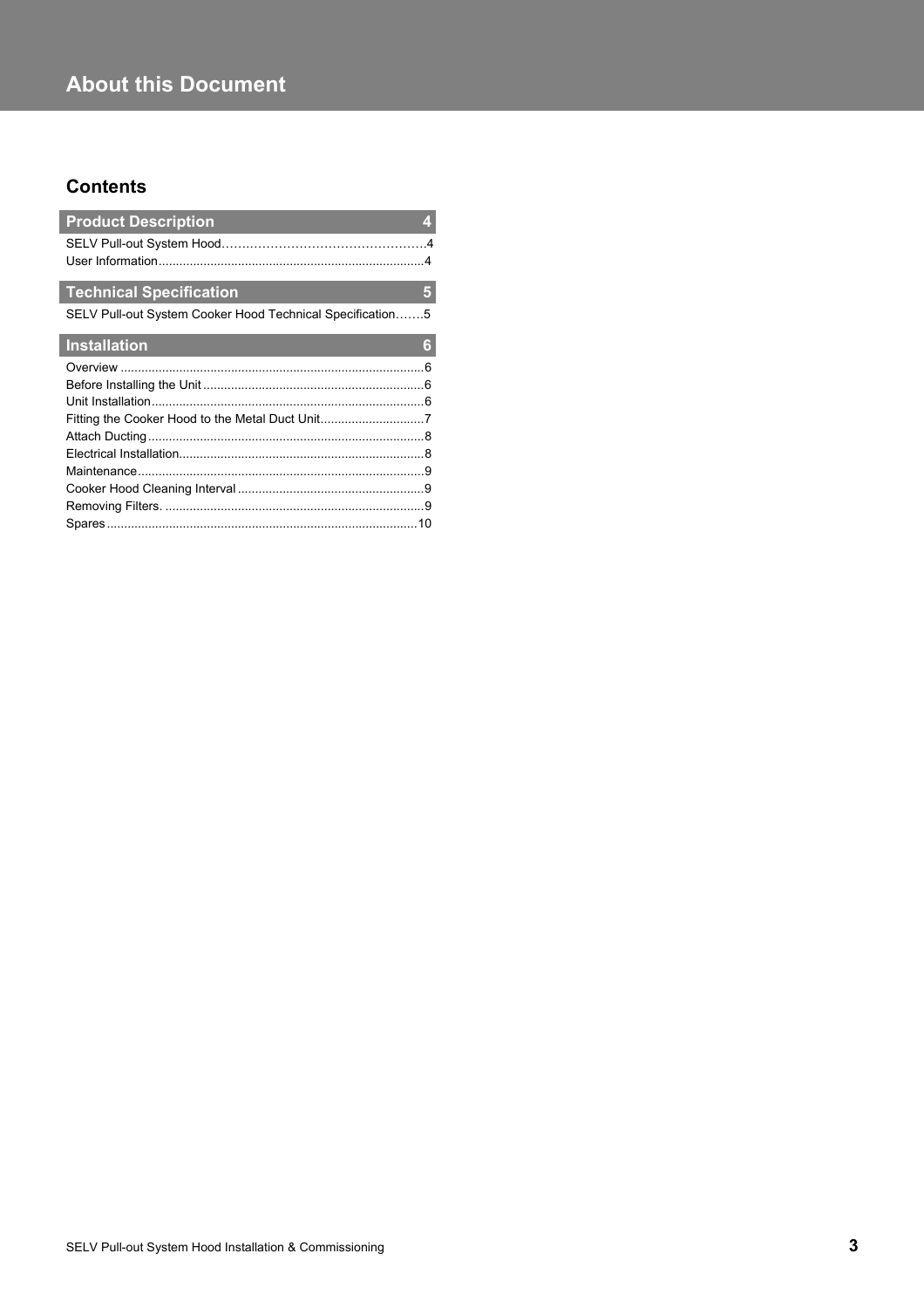# About this Document

## Contents

| Product Description | 4 |
|---|---|
| SELV Pull-out System Hood | 4 |
| User Information | 4 |

| Technical Specification | 5 |
|---|---|
| SELV Pull-out System Cooker Hood Technical Specification | 5 |

| Installation | 6 |
|---|---|
| Overview | 6 |
| Before Installing the Unit | 6 |
| Unit Installation | 6 |
| Fitting the Cooker Hood to the Metal Duct Unit | 7 |
| Attach Ducting | 8 |
| Electrical Installation | 8 |
| Maintenance | 9 |
| Cooker Hood Cleaning Interval | 9 |
| Removing Filters. | 9 |
| Spares | 10 |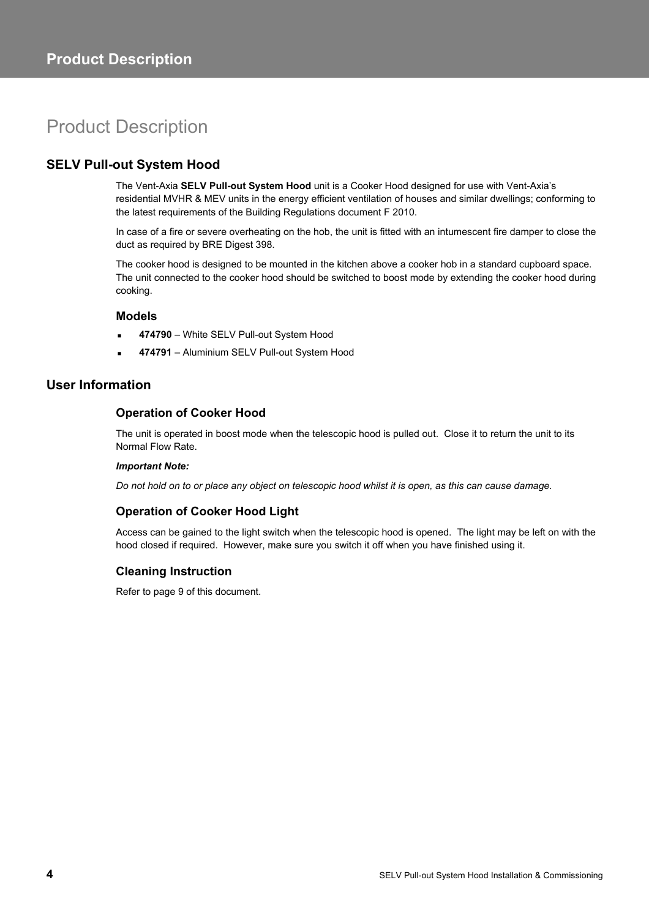# Product Description

## SELV Pull-out System Hood

The Vent-Axia **SELV Pull-out System Hood** unit is a Cooker Hood designed for use with Vent-Axia's residential MVHR & MEV units in the energy efficient ventilation of houses and similar dwellings; conforming to the latest requirements of the Building Regulations document F 2010.

In case of a fire or severe overheating on the hob, the unit is fitted with an intumescent fire damper to close the duct as required by BRE Digest 398.

The cooker hood is designed to be mounted in the kitchen above a cooker hob in a standard cupboard space. The unit connected to the cooker hood should be switched to boost mode by extending the cooker hood during cooking.

### Models

- **474790** – White SELV Pull-out System Hood
- **474791** – Aluminium SELV Pull-out System Hood

## User Information

### Operation of Cooker Hood

The unit is operated in boost mode when the telescopic hood is pulled out. Close it to return the unit to its Normal Flow Rate.

***Important Note:***

*Do not hold on to or place any object on telescopic hood whilst it is open, as this can cause damage.*

### Operation of Cooker Hood Light

Access can be gained to the light switch when the telescopic hood is opened. The light may be left on with the hood closed if required. However, make sure you switch it off when you have finished using it.

### Cleaning Instruction

Refer to page 9 of this document.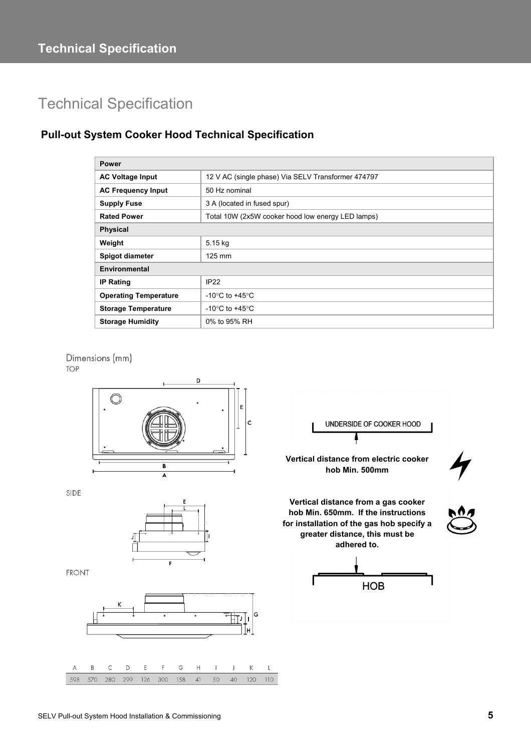# Technical Specification

## Pull-out System Cooker Hood Technical Specification

| Power | |
|---|---|
| **AC Voltage Input** | 12 V AC (single phase) Via SELV Transformer 474797 |
| **AC Frequency Input** | 50 Hz nominal |
| **Supply Fuse** | 3 A (located in fused spur) |
| **Rated Power** | Total 10W (2x5W cooker hood low energy LED lamps) |
| **Physical** | |
| **Weight** | 5.15 kg |
| **Spigot diameter** | 125 mm |
| **Environmental** | |
| **IP Rating** | IP22 |
| **Operating Temperature** | -10°C to +45°C |
| **Storage Temperature** | -10°C to +45°C |
| **Storage Humidity** | 0% to 95% RH |

Dimensions (mm)

TOP

SIDE

FRONT

| A | B | C | D | E | F | G | H | I | J | K | L |
|---|---|---|---|---|---|---|---|---|---|---|---|
| 598 | 570 | 280 | 299 | 126 | 300 | 158 | 41 | 50 | 40 | 120 | 110 |

UNDERSIDE OF COOKER HOOD

**Vertical distance from electric cooker hob Min. 500mm**

**Vertical distance from a gas cooker hob Min. 650mm. If the instructions for installation of the gas hob specify a greater distance, this must be adhered to.**

HOB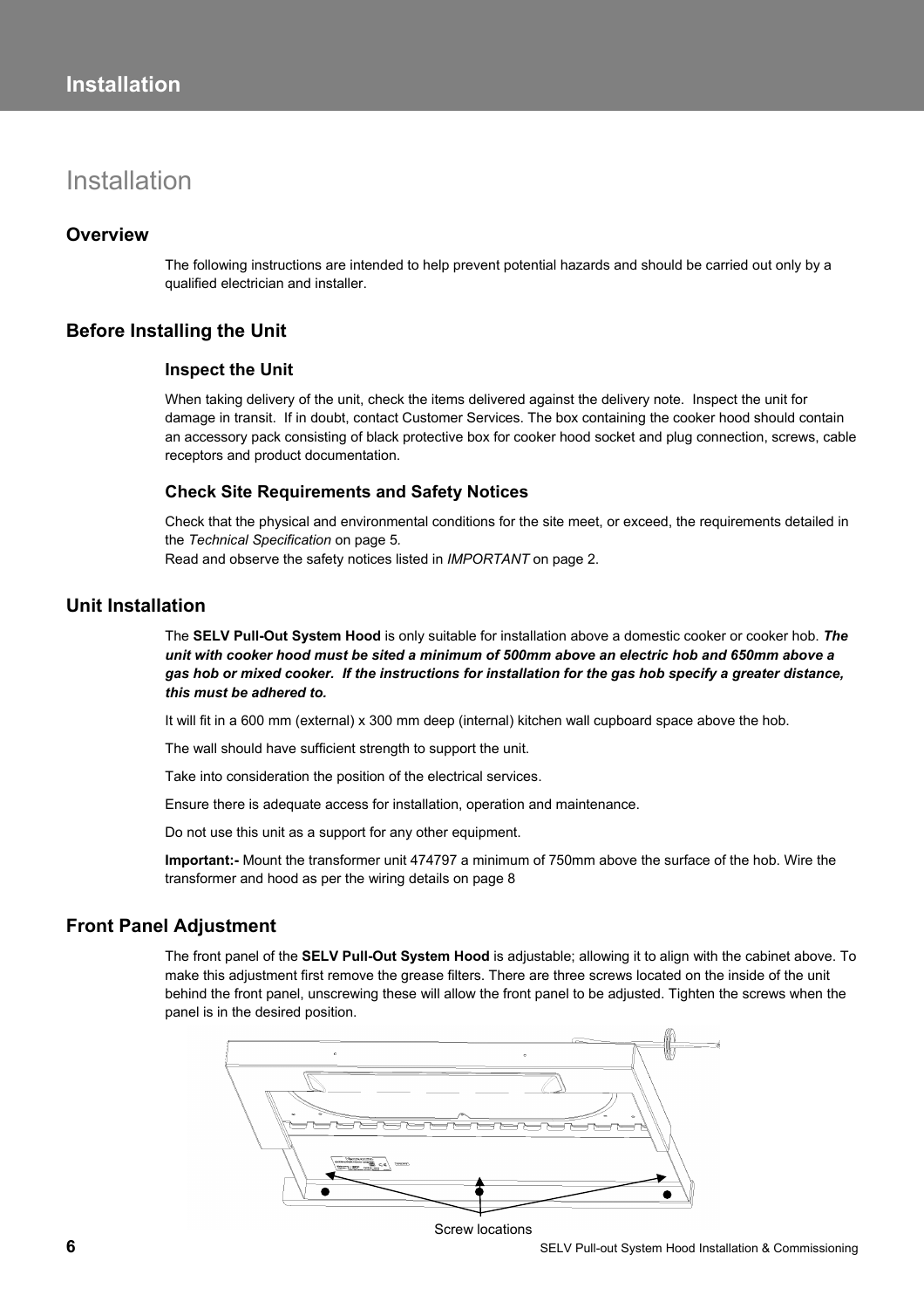# Installation

## Overview

The following instructions are intended to help prevent potential hazards and should be carried out only by a qualified electrician and installer.

## Before Installing the Unit

### Inspect the Unit

When taking delivery of the unit, check the items delivered against the delivery note. Inspect the unit for damage in transit. If in doubt, contact Customer Services. The box containing the cooker hood should contain an accessory pack consisting of black protective box for cooker hood socket and plug connection, screws, cable receptors and product documentation.

### Check Site Requirements and Safety Notices

Check that the physical and environmental conditions for the site meet, or exceed, the requirements detailed in the *Technical Specification* on page 5.
Read and observe the safety notices listed in *IMPORTANT* on page 2.

## Unit Installation

The **SELV Pull-Out System Hood** is only suitable for installation above a domestic cooker or cooker hob. ***The unit with cooker hood must be sited a minimum of 500mm above an electric hob and 650mm above a gas hob or mixed cooker. If the instructions for installation for the gas hob specify a greater distance, this must be adhered to.***

It will fit in a 600 mm (external) x 300 mm deep (internal) kitchen wall cupboard space above the hob.

The wall should have sufficient strength to support the unit.

Take into consideration the position of the electrical services.

Ensure there is adequate access for installation, operation and maintenance.

Do not use this unit as a support for any other equipment.

**Important:-** Mount the transformer unit 474797 a minimum of 750mm above the surface of the hob. Wire the transformer and hood as per the wiring details on page 8

## Front Panel Adjustment

The front panel of the **SELV Pull-Out System Hood** is adjustable; allowing it to align with the cabinet above. To make this adjustment first remove the grease filters. There are three screws located on the inside of the unit behind the front panel, unscrewing these will allow the front panel to be adjusted. Tighten the screws when the panel is in the desired position.

Screw locations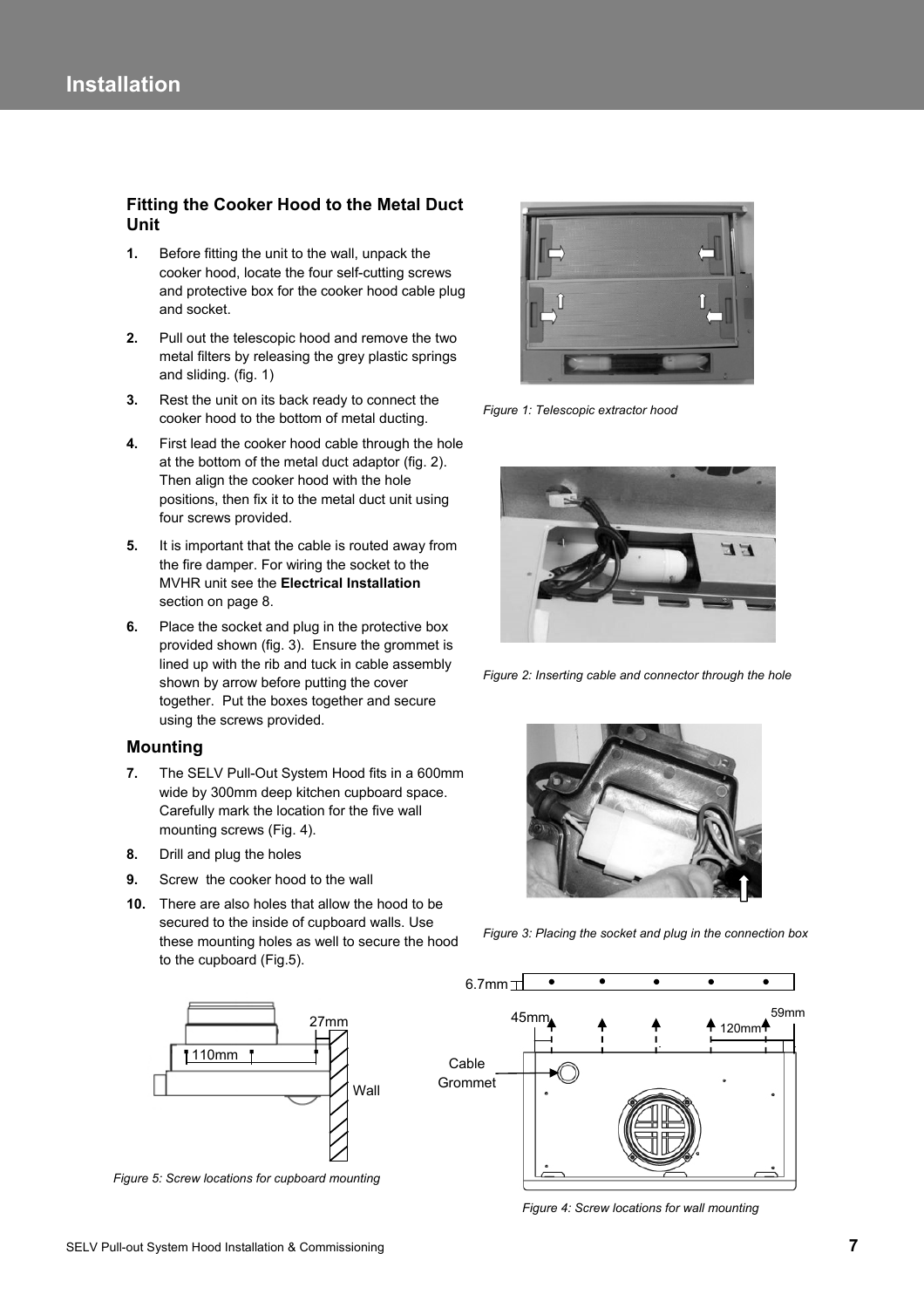# Installation

## Fitting the Cooker Hood to the Metal Duct Unit

1. Before fitting the unit to the wall, unpack the cooker hood, locate the four self-cutting screws and protective box for the cooker hood cable plug and socket.
2. Pull out the telescopic hood and remove the two metal filters by releasing the grey plastic springs and sliding. (fig. 1)
3. Rest the unit on its back ready to connect the cooker hood to the bottom of metal ducting.
4. First lead the cooker hood cable through the hole at the bottom of the metal duct adaptor (fig. 2). Then align the cooker hood with the hole positions, then fix it to the metal duct unit using four screws provided.
5. It is important that the cable is routed away from the fire damper. For wiring the socket to the MVHR unit see the **Electrical Installation** section on page 8.
6. Place the socket and plug in the protective box provided shown (fig. 3). Ensure the grommet is lined up with the rib and tuck in cable assembly shown by arrow before putting the cover together. Put the boxes together and secure using the screws provided.

## Mounting

7. The SELV Pull-Out System Hood fits in a 600mm wide by 300mm deep kitchen cupboard space. Carefully mark the location for the five wall mounting screws (Fig. 4).
8. Drill and plug the holes
9. Screw the cooker hood to the wall
10. There are also holes that allow the hood to be secured to the inside of cupboard walls. Use these mounting holes as well to secure the hood to the cupboard (Fig.5).

*Figure 1: Telescopic extractor hood*

*Figure 2: Inserting cable and connector through the hole*

*Figure 3: Placing the socket and plug in the connection box*

*Figure 5: Screw locations for cupboard mounting*

*Figure 4: Screw locations for wall mounting*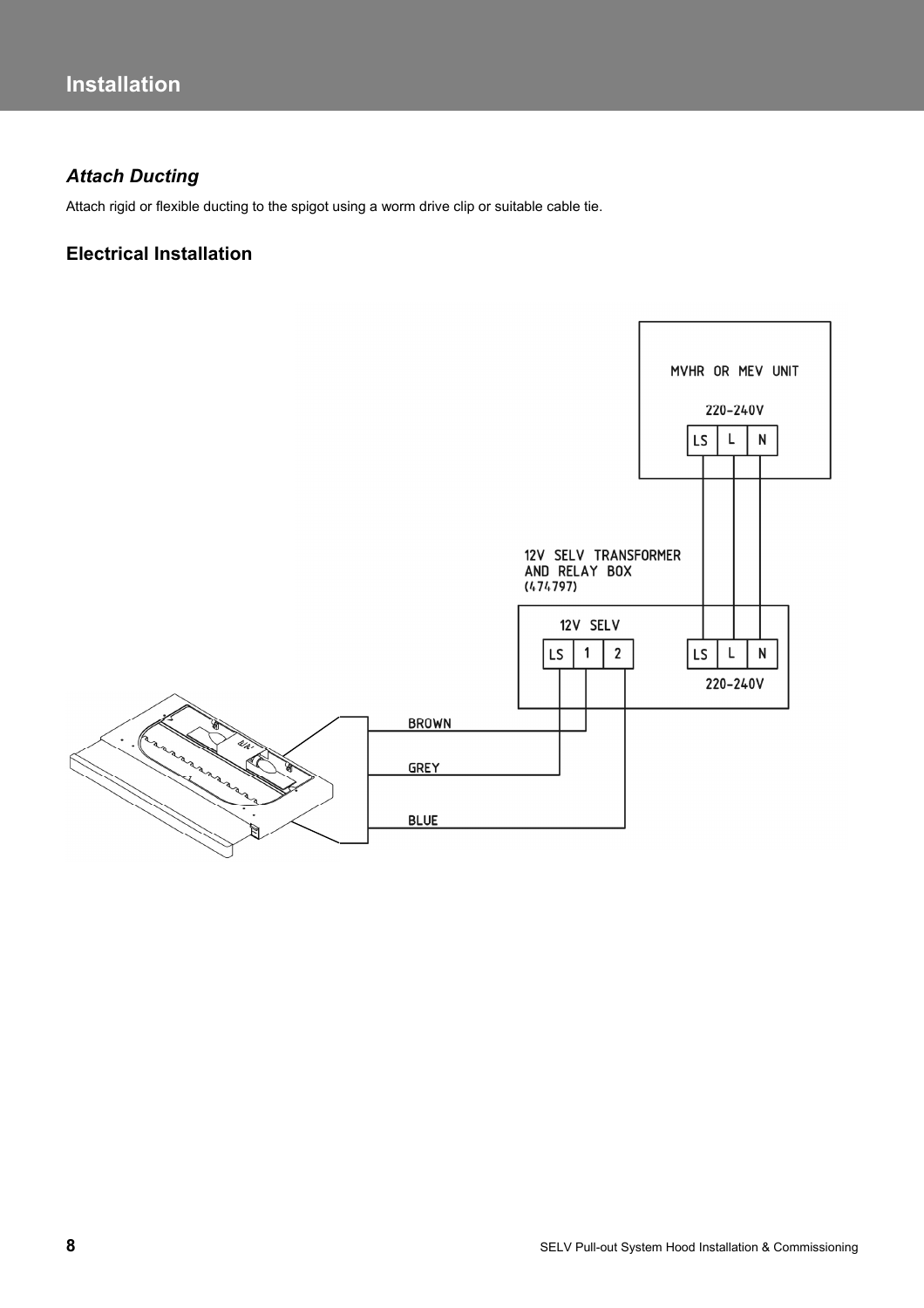# Installation

### *Attach Ducting*

Attach rigid or flexible ducting to the spigot using a worm drive clip or suitable cable tie.

### Electrical Installation

MVHR OR MEV UNIT

220-240V

LS L N

12V SELV TRANSFORMER AND RELAY BOX (474797)

12V SELV

LS 1 2

LS L N

220-240V

BROWN

GREY

BLUE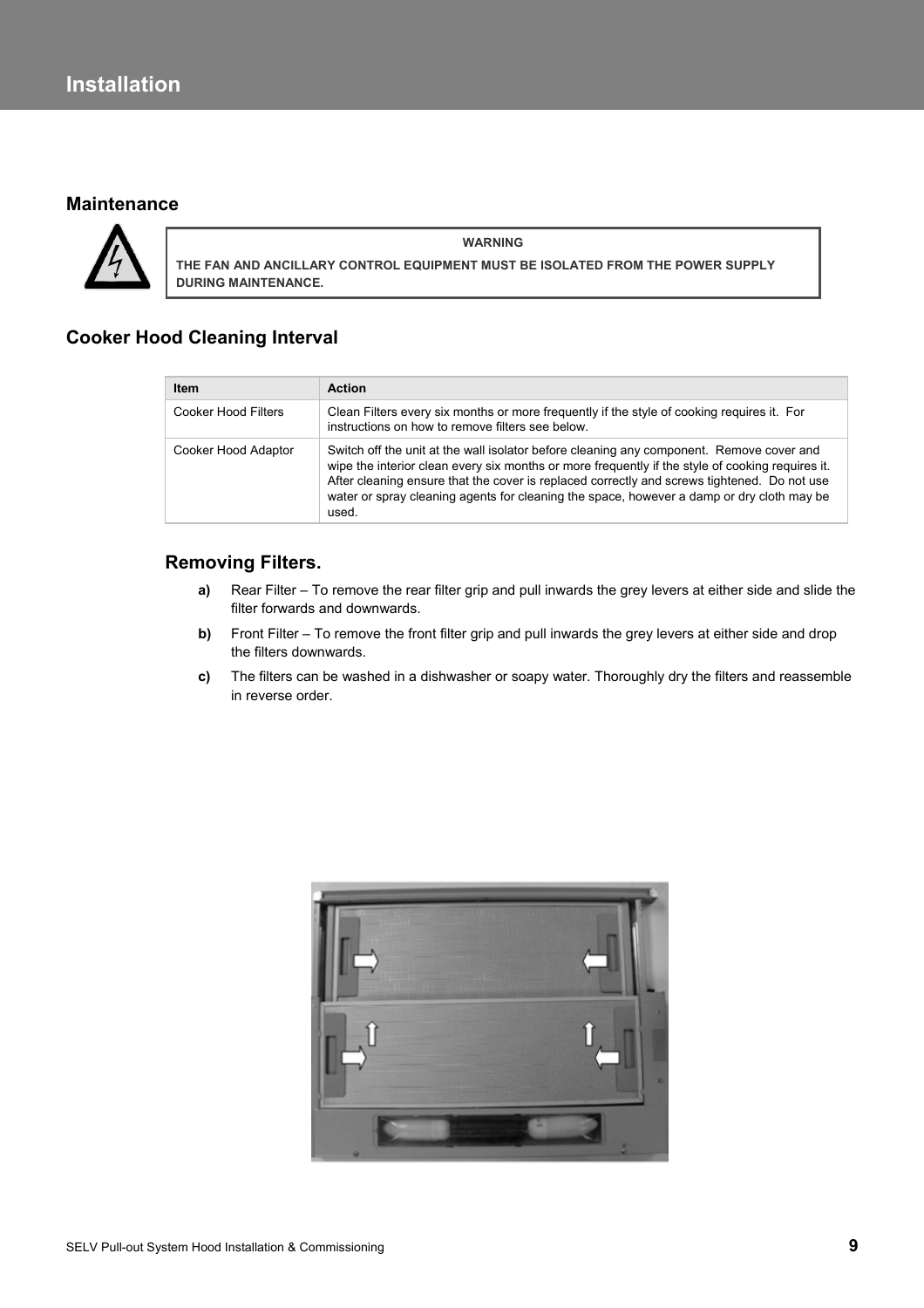# Installation

## Maintenance

**WARNING**

**THE FAN AND ANCILLARY CONTROL EQUIPMENT MUST BE ISOLATED FROM THE POWER SUPPLY DURING MAINTENANCE.**

## Cooker Hood Cleaning Interval

| Item | Action |
| --- | --- |
| Cooker Hood Filters | Clean Filters every six months or more frequently if the style of cooking requires it. For instructions on how to remove filters see below. |
| Cooker Hood Adaptor | Switch off the unit at the wall isolator before cleaning any component. Remove cover and wipe the interior clean every six months or more frequently if the style of cooking requires it. After cleaning ensure that the cover is replaced correctly and screws tightened. Do not use water or spray cleaning agents for cleaning the space, however a damp or dry cloth may be used. |

### Removing Filters.

**a)** Rear Filter – To remove the rear filter grip and pull inwards the grey levers at either side and slide the filter forwards and downwards.

**b)** Front Filter – To remove the front filter grip and pull inwards the grey levers at either side and drop the filters downwards.

**c)** The filters can be washed in a dishwasher or soapy water. Thoroughly dry the filters and reassemble in reverse order.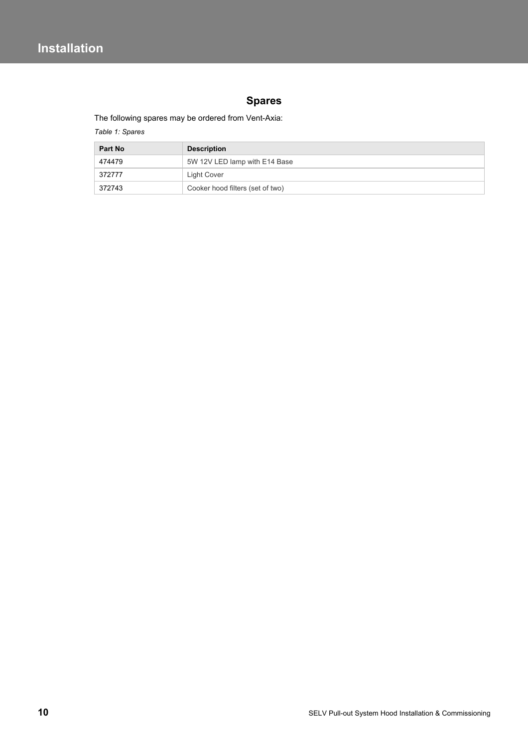## Spares

The following spares may be ordered from Vent-Axia:

*Table 1: Spares*

| Part No | Description |
|---|---|
| 474479 | 5W 12V LED lamp with E14 Base |
| 372777 | Light Cover |
| 372743 | Cooker hood filters (set of two) |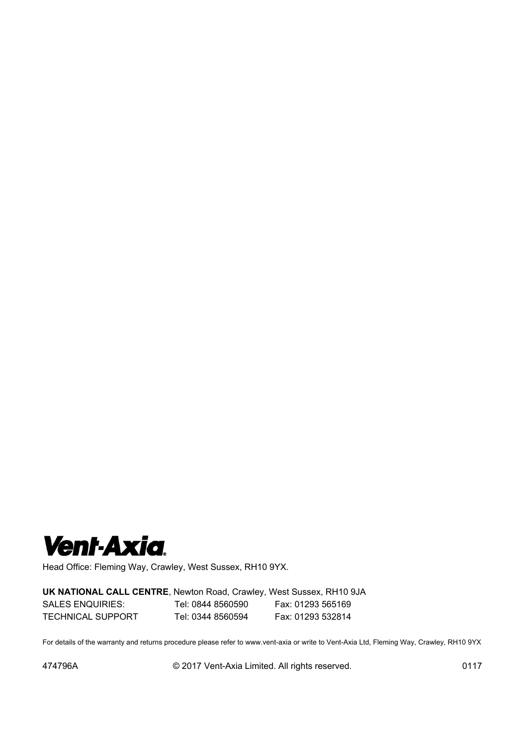**Vent-Axia**

Head Office: Fleming Way, Crawley, West Sussex, RH10 9YX.

**UK NATIONAL CALL CENTRE**, Newton Road, Crawley, West Sussex, RH10 9JA

| | | |
|---|---|---|
| SALES ENQUIRIES: | Tel: 0844 8560590 | Fax: 01293 565169 |
| TECHNICAL SUPPORT | Tel: 0344 8560594 | Fax: 01293 532814 |

For details of the warranty and returns procedure please refer to www.vent-axia or write to Vent-Axia Ltd, Fleming Way, Crawley, RH10 9YX

474796A © 2017 Vent-Axia Limited. All rights reserved. 0117